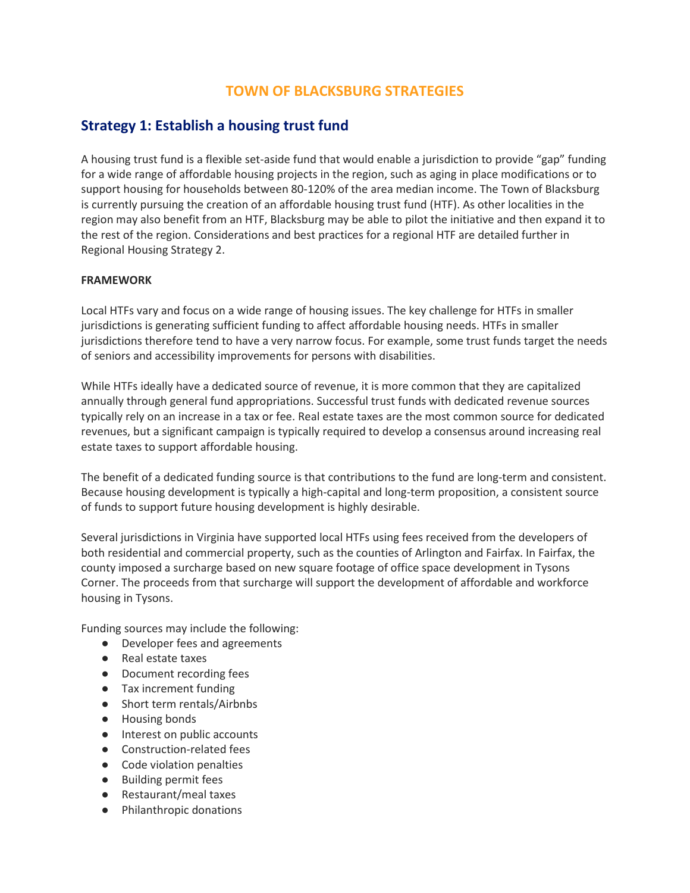# TOWN OF BLACKSBURG STRATEGIES

## Strategy 1: Establish a housing trust fund

A housing trust fund is a flexible set-aside fund that would enable a jurisdiction to provide "gap" funding for a wide range of affordable housing projects in the region, such as aging in place modifications or to support housing for households between 80-120% of the area median income. The Town of Blacksburg is currently pursuing the creation of an affordable housing trust fund (HTF). As other localities in the region may also benefit from an HTF, Blacksburg may be able to pilot the initiative and then expand it to the rest of the region. Considerations and best practices for a regional HTF are detailed further in Regional Housing Strategy 2.

**FRAMEWORK**

Local HTFs vary and focus on a wide range of housing issues. The key challenge for HTFs in smaller jurisdictions is generating sufficient funding to affect affordable housing needs. HTFs in smaller jurisdictions therefore tend to have a very narrow focus. For example, some trust funds target the needs of seniors and accessibility improvements for persons with disabilities.

While HTFs ideally have a dedicated source of revenue, it is more common that they are capitalized annually through general fund appropriations. Successful trust funds with dedicated revenue sources typically rely on an increase in a tax or fee. Real estate taxes are the most common source for dedicated revenues, but a significant campaign is typically required to develop a consensus around increasing real estate taxes to support affordable housing.

The benefit of a dedicated funding source is that contributions to the fund are long-term and consistent. Because housing development is typically a high-capital and long-term proposition, a consistent source of funds to support future housing development is highly desirable.

Several jurisdictions in Virginia have supported local HTFs using fees received from the developers of both residential and commercial property, such as the counties of Arlington and Fairfax. In Fairfax, the county imposed a surcharge based on new square footage of office space development in Tysons Corner. The proceeds from that surcharge will support the development of affordable and workforce housing in Tysons.

Funding sources may include the following:

- Developer fees and agreements
- Real estate taxes
- Document recording fees
- Tax increment funding
- Short term rentals/Airbnbs
- Housing bonds
- Interest on public accounts
- Construction-related fees
- Code violation penalties
- Building permit fees
- Restaurant/meal taxes
- Philanthropic donations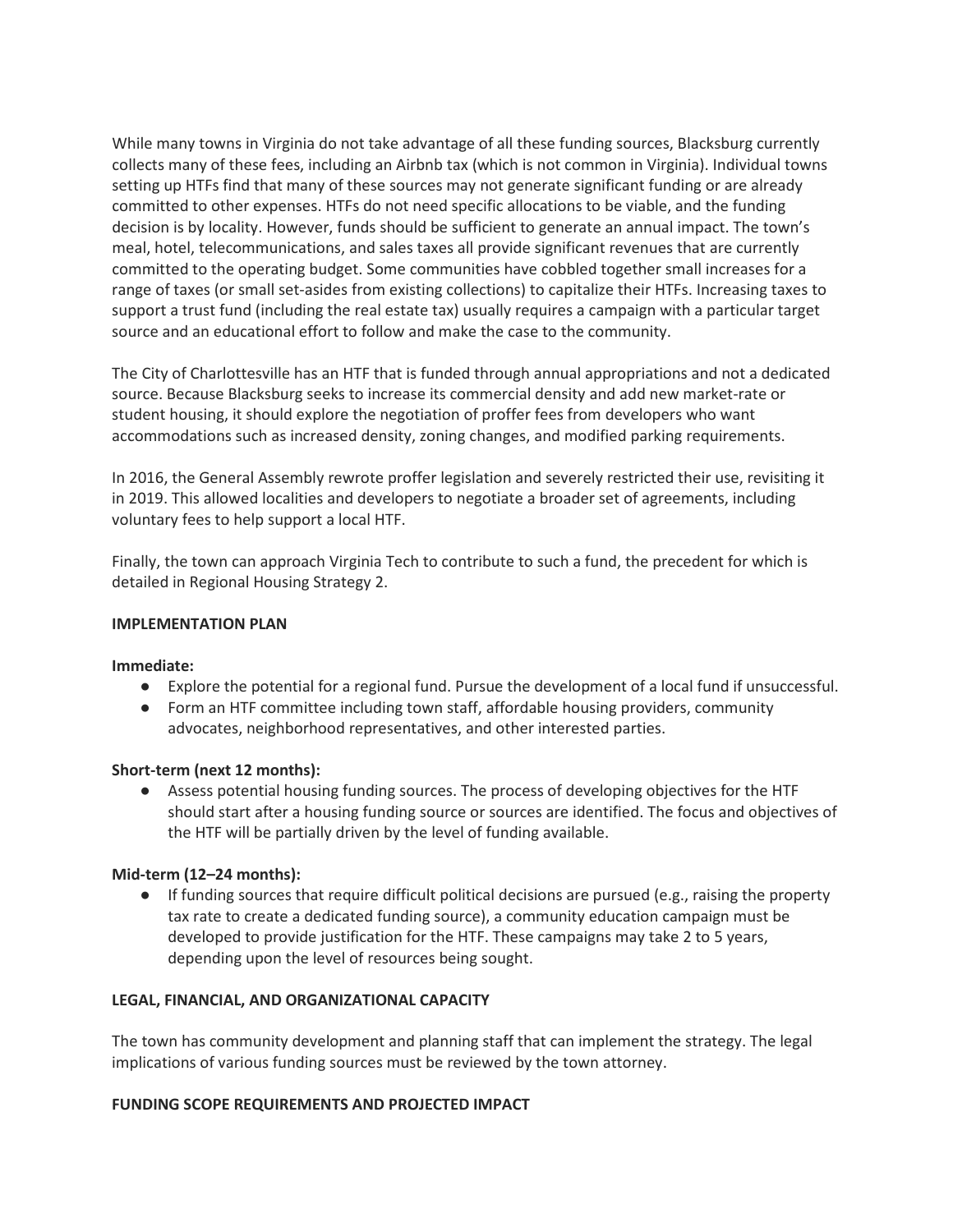While many towns in Virginia do not take advantage of all these funding sources, Blacksburg currently collects many of these fees, including an Airbnb tax (which is not common in Virginia). Individual towns setting up HTFs find that many of these sources may not generate significant funding or are already committed to other expenses. HTFs do not need specific allocations to be viable, and the funding decision is by locality. However, funds should be sufficient to generate an annual impact. The town's meal, hotel, telecommunications, and sales taxes all provide significant revenues that are currently committed to the operating budget. Some communities have cobbled together small increases for a range of taxes (or small set-asides from existing collections) to capitalize their HTFs. Increasing taxes to support a trust fund (including the real estate tax) usually requires a campaign with a particular target source and an educational effort to follow and make the case to the community.

The City of Charlottesville has an HTF that is funded through annual appropriations and not a dedicated source. Because Blacksburg seeks to increase its commercial density and add new market-rate or student housing, it should explore the negotiation of proffer fees from developers who want accommodations such as increased density, zoning changes, and modified parking requirements.

In 2016, the General Assembly rewrote proffer legislation and severely restricted their use, revisiting it in 2019. This allowed localities and developers to negotiate a broader set of agreements, including voluntary fees to help support a local HTF.

Finally, the town can approach Virginia Tech to contribute to such a fund, the precedent for which is detailed in Regional Housing Strategy 2.

**IMPLEMENTATION PLAN**

**Immediate:**

- Explore the potential for a regional fund. Pursue the development of a local fund if unsuccessful.
- Form an HTF committee including town staff, affordable housing providers, community advocates, neighborhood representatives, and other interested parties.

**Short-term (next 12 months):**

- Assess potential housing funding sources. The process of developing objectives for the HTF should start after a housing funding source or sources are identified. The focus and objectives of the HTF will be partially driven by the level of funding available.

**Mid-term (12–24 months):**

- If funding sources that require difficult political decisions are pursued (e.g., raising the property tax rate to create a dedicated funding source), a community education campaign must be developed to provide justification for the HTF. These campaigns may take 2 to 5 years, depending upon the level of resources being sought.

**LEGAL, FINANCIAL, AND ORGANIZATIONAL CAPACITY**

The town has community development and planning staff that can implement the strategy. The legal implications of various funding sources must be reviewed by the town attorney.

**FUNDING SCOPE REQUIREMENTS AND PROJECTED IMPACT**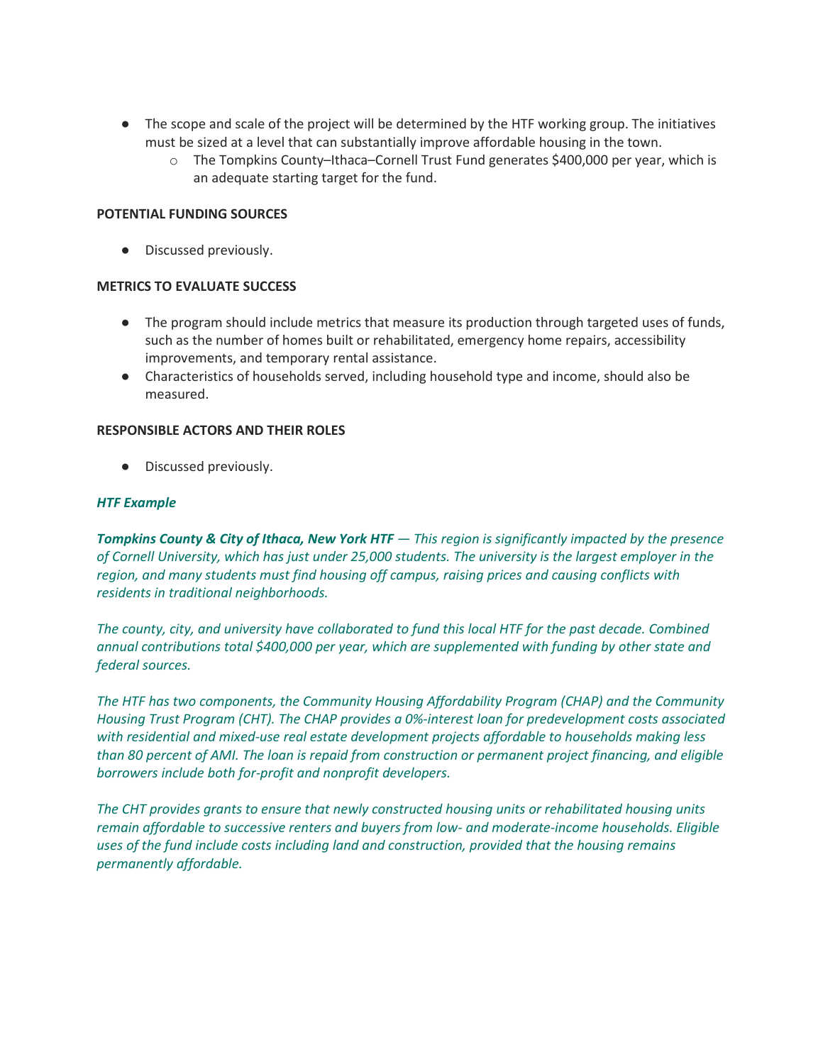- The scope and scale of the project will be determined by the HTF working group. The initiatives must be sized at a level that can substantially improve affordable housing in the town.
  - The Tompkins County–Ithaca–Cornell Trust Fund generates $400,000 per year, which is an adequate starting target for the fund.

**POTENTIAL FUNDING SOURCES**

- Discussed previously.

**METRICS TO EVALUATE SUCCESS**

- The program should include metrics that measure its production through targeted uses of funds, such as the number of homes built or rehabilitated, emergency home repairs, accessibility improvements, and temporary rental assistance.
- Characteristics of households served, including household type and income, should also be measured.

**RESPONSIBLE ACTORS AND THEIR ROLES**

- Discussed previously.

***HTF Example***

***Tompkins County & City of Ithaca, New York HTF*** *— This region is significantly impacted by the presence of Cornell University, which has just under 25,000 students. The university is the largest employer in the region, and many students must find housing off campus, raising prices and causing conflicts with residents in traditional neighborhoods.*

*The county, city, and university have collaborated to fund this local HTF for the past decade. Combined annual contributions total $400,000 per year, which are supplemented with funding by other state and federal sources.*

*The HTF has two components, the Community Housing Affordability Program (CHAP) and the Community Housing Trust Program (CHT). The CHAP provides a 0%-interest loan for predevelopment costs associated with residential and mixed-use real estate development projects affordable to households making less than 80 percent of AMI. The loan is repaid from construction or permanent project financing, and eligible borrowers include both for-profit and nonprofit developers.*

*The CHT provides grants to ensure that newly constructed housing units or rehabilitated housing units remain affordable to successive renters and buyers from low- and moderate-income households. Eligible uses of the fund include costs including land and construction, provided that the housing remains permanently affordable.*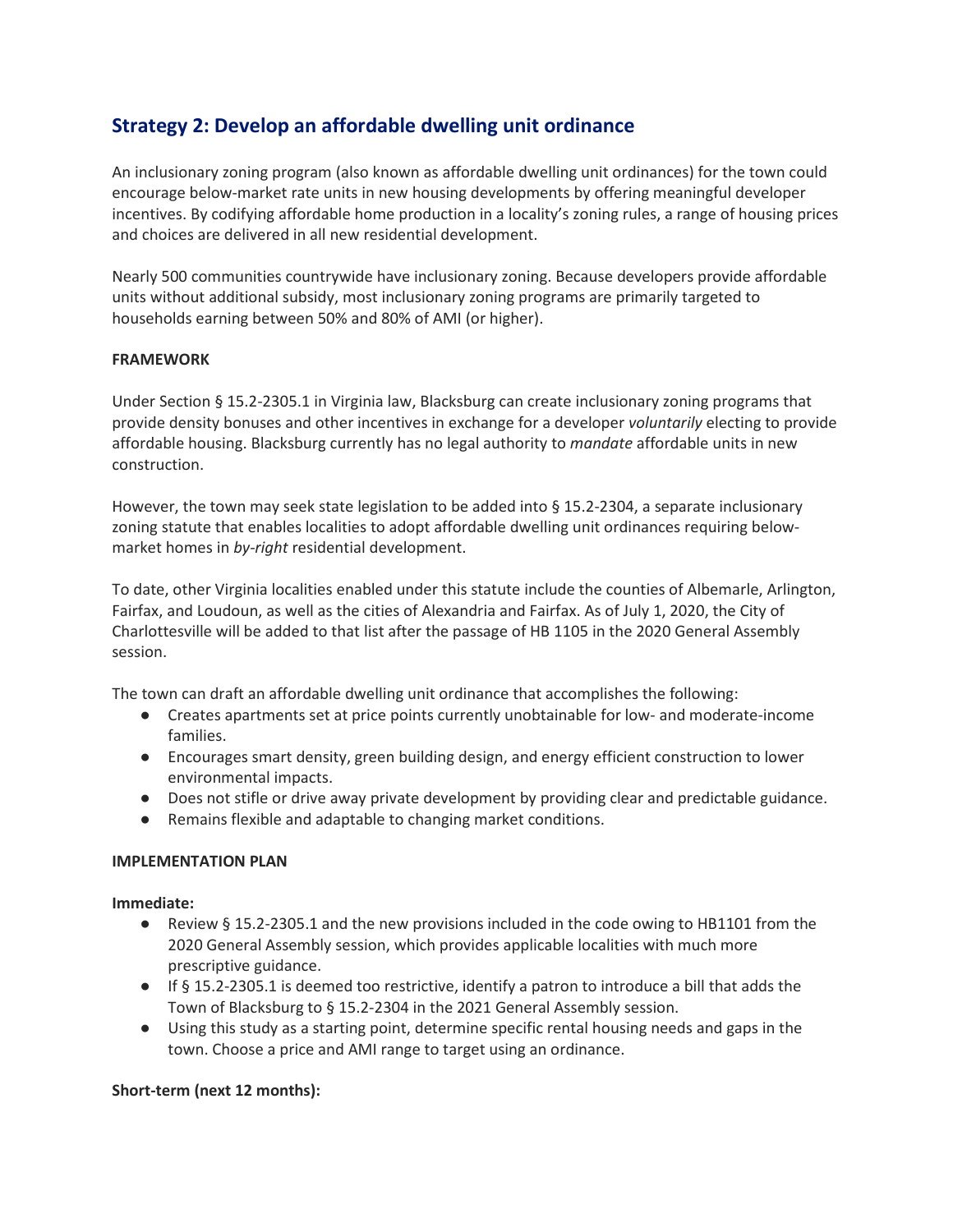## Strategy 2: Develop an affordable dwelling unit ordinance

An inclusionary zoning program (also known as affordable dwelling unit ordinances) for the town could encourage below-market rate units in new housing developments by offering meaningful developer incentives. By codifying affordable home production in a locality's zoning rules, a range of housing prices and choices are delivered in all new residential development.

Nearly 500 communities countrywide have inclusionary zoning. Because developers provide affordable units without additional subsidy, most inclusionary zoning programs are primarily targeted to households earning between 50% and 80% of AMI (or higher).

**FRAMEWORK**

Under Section § 15.2-2305.1 in Virginia law, Blacksburg can create inclusionary zoning programs that provide density bonuses and other incentives in exchange for a developer *voluntarily* electing to provide affordable housing. Blacksburg currently has no legal authority to *mandate* affordable units in new construction.

However, the town may seek state legislation to be added into § 15.2-2304, a separate inclusionary zoning statute that enables localities to adopt affordable dwelling unit ordinances requiring below-market homes in *by-right* residential development.

To date, other Virginia localities enabled under this statute include the counties of Albemarle, Arlington, Fairfax, and Loudoun, as well as the cities of Alexandria and Fairfax. As of July 1, 2020, the City of Charlottesville will be added to that list after the passage of HB 1105 in the 2020 General Assembly session.

The town can draft an affordable dwelling unit ordinance that accomplishes the following:

- Creates apartments set at price points currently unobtainable for low- and moderate-income families.
- Encourages smart density, green building design, and energy efficient construction to lower environmental impacts.
- Does not stifle or drive away private development by providing clear and predictable guidance.
- Remains flexible and adaptable to changing market conditions.

**IMPLEMENTATION PLAN**

**Immediate:**

- Review § 15.2-2305.1 and the new provisions included in the code owing to HB1101 from the 2020 General Assembly session, which provides applicable localities with much more prescriptive guidance.
- If § 15.2-2305.1 is deemed too restrictive, identify a patron to introduce a bill that adds the Town of Blacksburg to § 15.2-2304 in the 2021 General Assembly session.
- Using this study as a starting point, determine specific rental housing needs and gaps in the town. Choose a price and AMI range to target using an ordinance.

**Short-term (next 12 months):**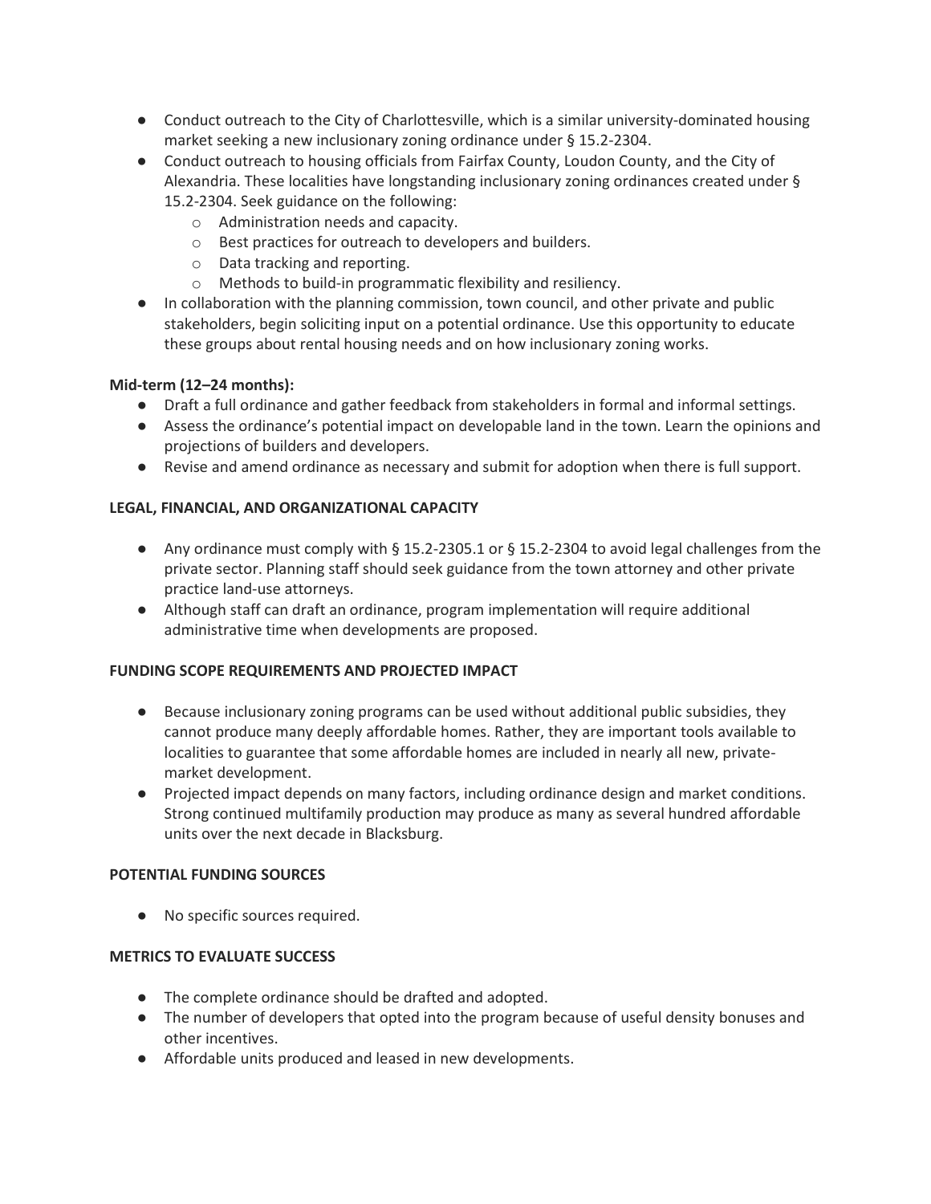- Conduct outreach to the City of Charlottesville, which is a similar university-dominated housing market seeking a new inclusionary zoning ordinance under § 15.2-2304.
- Conduct outreach to housing officials from Fairfax County, Loudon County, and the City of Alexandria. These localities have longstanding inclusionary zoning ordinances created under § 15.2-2304. Seek guidance on the following:
  - Administration needs and capacity.
  - Best practices for outreach to developers and builders.
  - Data tracking and reporting.
  - Methods to build-in programmatic flexibility and resiliency.
- In collaboration with the planning commission, town council, and other private and public stakeholders, begin soliciting input on a potential ordinance. Use this opportunity to educate these groups about rental housing needs and on how inclusionary zoning works.

**Mid-term (12–24 months):**

- Draft a full ordinance and gather feedback from stakeholders in formal and informal settings.
- Assess the ordinance's potential impact on developable land in the town. Learn the opinions and projections of builders and developers.
- Revise and amend ordinance as necessary and submit for adoption when there is full support.

**LEGAL, FINANCIAL, AND ORGANIZATIONAL CAPACITY**

- Any ordinance must comply with § 15.2-2305.1 or § 15.2-2304 to avoid legal challenges from the private sector. Planning staff should seek guidance from the town attorney and other private practice land-use attorneys.
- Although staff can draft an ordinance, program implementation will require additional administrative time when developments are proposed.

**FUNDING SCOPE REQUIREMENTS AND PROJECTED IMPACT**

- Because inclusionary zoning programs can be used without additional public subsidies, they cannot produce many deeply affordable homes. Rather, they are important tools available to localities to guarantee that some affordable homes are included in nearly all new, private-market development.
- Projected impact depends on many factors, including ordinance design and market conditions. Strong continued multifamily production may produce as many as several hundred affordable units over the next decade in Blacksburg.

**POTENTIAL FUNDING SOURCES**

- No specific sources required.

**METRICS TO EVALUATE SUCCESS**

- The complete ordinance should be drafted and adopted.
- The number of developers that opted into the program because of useful density bonuses and other incentives.
- Affordable units produced and leased in new developments.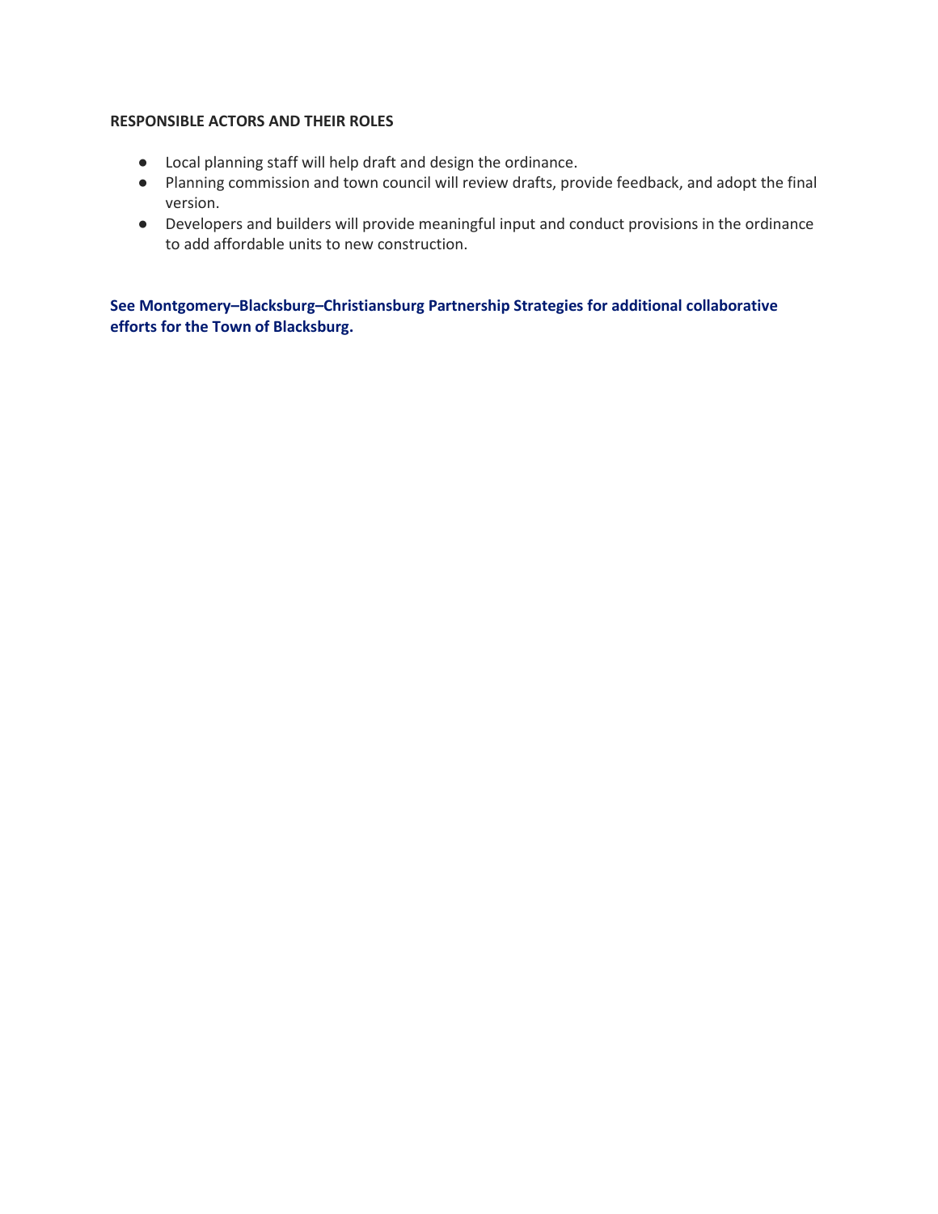**RESPONSIBLE ACTORS AND THEIR ROLES**

- Local planning staff will help draft and design the ordinance.
- Planning commission and town council will review drafts, provide feedback, and adopt the final version.
- Developers and builders will provide meaningful input and conduct provisions in the ordinance to add affordable units to new construction.

**See Montgomery–Blacksburg–Christiansburg Partnership Strategies for additional collaborative efforts for the Town of Blacksburg.**